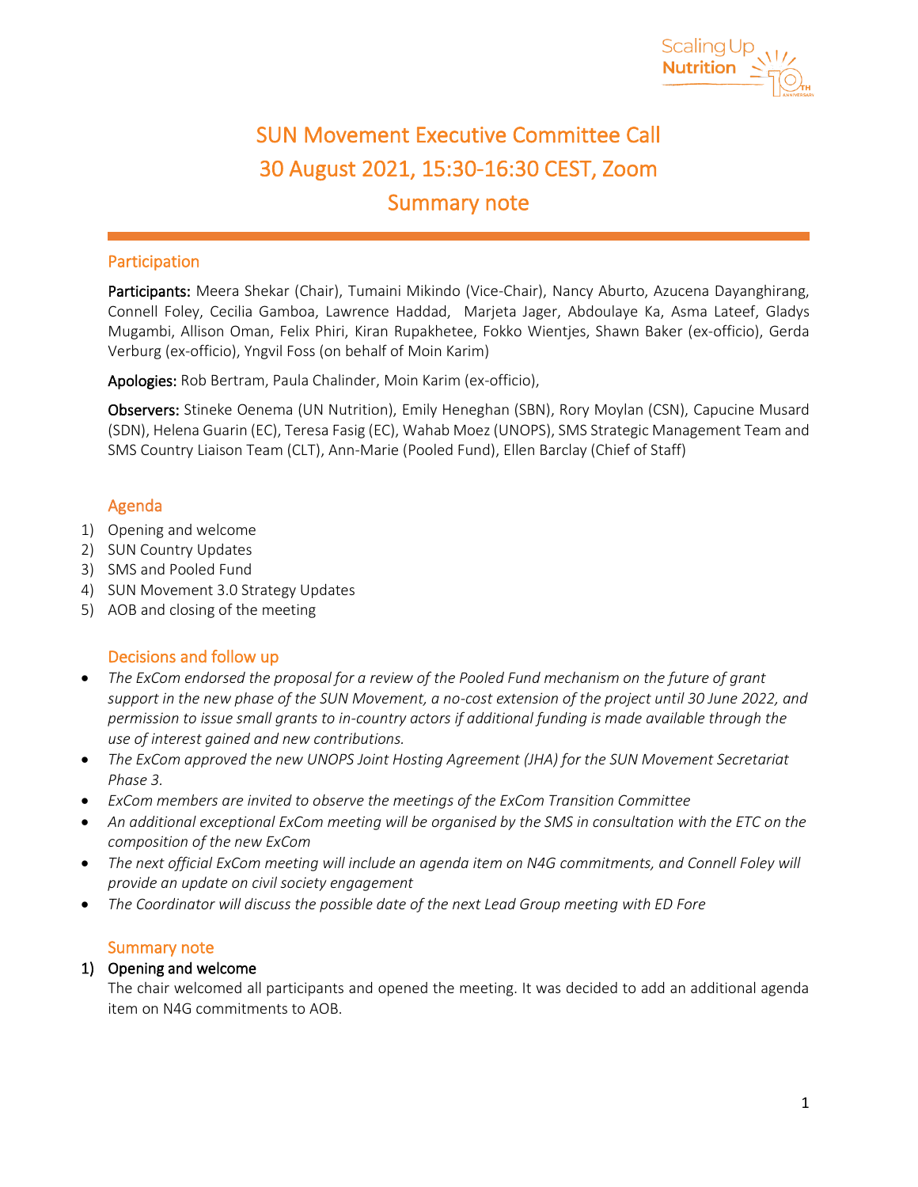# SUN Movement Executive Committee Call
## 30 August 2021, 15:30-16:30 CEST, Zoom
## Summary note

### Participation

**Participants:** Meera Shekar (Chair), Tumaini Mikindo (Vice-Chair), Nancy Aburto, Azucena Dayanghirang, Connell Foley, Cecilia Gamboa, Lawrence Haddad, Marjeta Jager, Abdoulaye Ka, Asma Lateef, Gladys Mugambi, Allison Oman, Felix Phiri, Kiran Rupakhetee, Fokko Wientjes, Shawn Baker (ex-officio), Gerda Verburg (ex-officio), Yngvil Foss (on behalf of Moin Karim)

**Apologies:** Rob Bertram, Paula Chalinder, Moin Karim (ex-officio),

**Observers:** Stineke Oenema (UN Nutrition), Emily Heneghan (SBN), Rory Moylan (CSN), Capucine Musard (SDN), Helena Guarin (EC), Teresa Fasig (EC), Wahab Moez (UNOPS), SMS Strategic Management Team and SMS Country Liaison Team (CLT), Ann-Marie (Pooled Fund), Ellen Barclay (Chief of Staff)

### Agenda

1) Opening and welcome
2) SUN Country Updates
3) SMS and Pooled Fund
4) SUN Movement 3.0 Strategy Updates
5) AOB and closing of the meeting

### Decisions and follow up

- *The ExCom endorsed the proposal for a review of the Pooled Fund mechanism on the future of grant support in the new phase of the SUN Movement, a no-cost extension of the project until 30 June 2022, and permission to issue small grants to in-country actors if additional funding is made available through the use of interest gained and new contributions.*
- *The ExCom approved the new UNOPS Joint Hosting Agreement (JHA) for the SUN Movement Secretariat Phase 3.*
- *ExCom members are invited to observe the meetings of the ExCom Transition Committee*
- *An additional exceptional ExCom meeting will be organised by the SMS in consultation with the ETC on the composition of the new ExCom*
- *The next official ExCom meeting will include an agenda item on N4G commitments, and Connell Foley will provide an update on civil society engagement*
- *The Coordinator will discuss the possible date of the next Lead Group meeting with ED Fore*

### Summary note

1) **Opening and welcome**

   The chair welcomed all participants and opened the meeting. It was decided to add an additional agenda item on N4G commitments to AOB.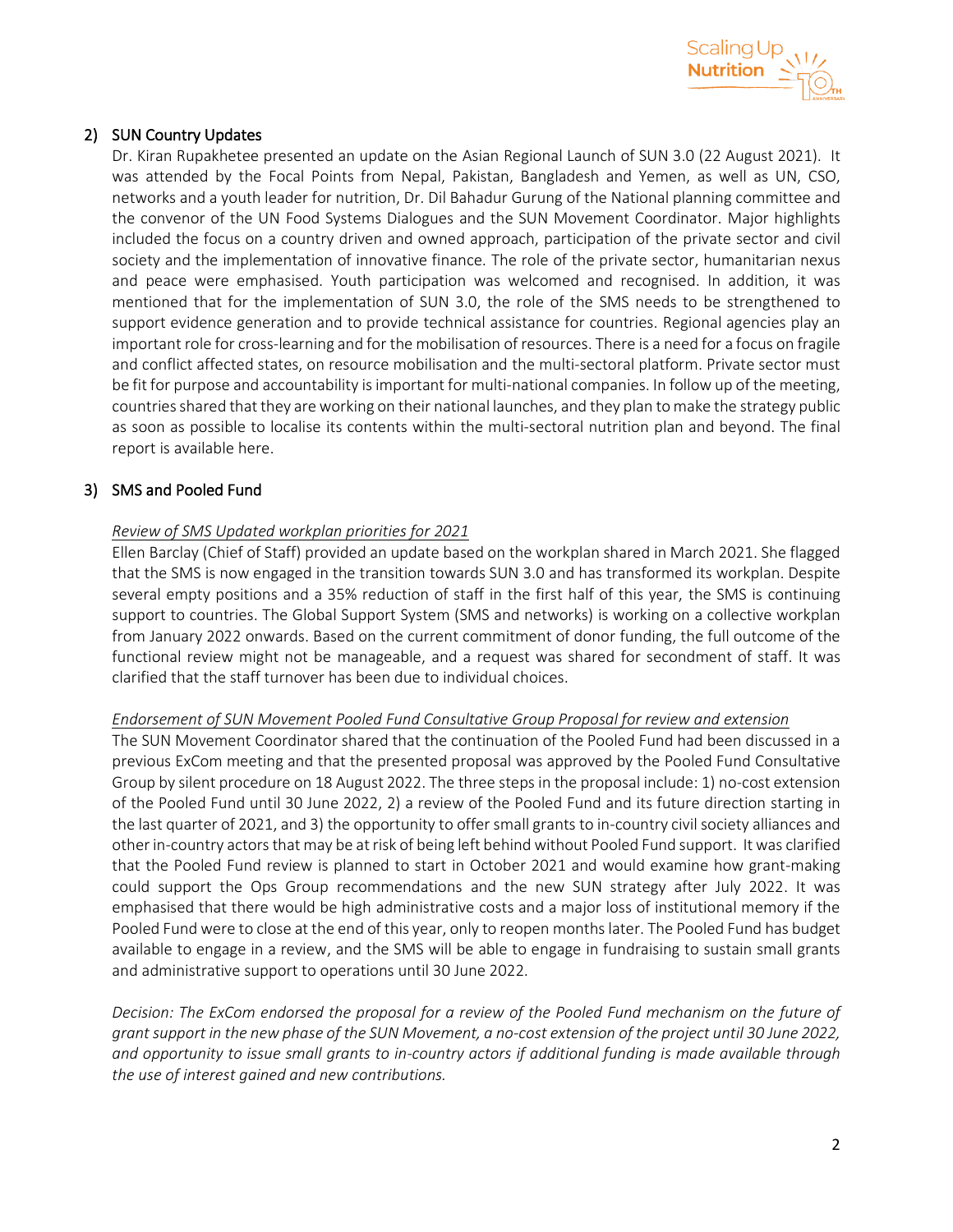## 2) SUN Country Updates

Dr. Kiran Rupakhetee presented an update on the Asian Regional Launch of SUN 3.0 (22 August 2021). It was attended by the Focal Points from Nepal, Pakistan, Bangladesh and Yemen, as well as UN, CSO, networks and a youth leader for nutrition, Dr. Dil Bahadur Gurung of the National planning committee and the convenor of the UN Food Systems Dialogues and the SUN Movement Coordinator. Major highlights included the focus on a country driven and owned approach, participation of the private sector and civil society and the implementation of innovative finance. The role of the private sector, humanitarian nexus and peace were emphasised. Youth participation was welcomed and recognised. In addition, it was mentioned that for the implementation of SUN 3.0, the role of the SMS needs to be strengthened to support evidence generation and to provide technical assistance for countries. Regional agencies play an important role for cross-learning and for the mobilisation of resources. There is a need for a focus on fragile and conflict affected states, on resource mobilisation and the multi-sectoral platform. Private sector must be fit for purpose and accountability is important for multi-national companies. In follow up of the meeting, countries shared that they are working on their national launches, and they plan to make the strategy public as soon as possible to localise its contents within the multi-sectoral nutrition plan and beyond. The final report is available here.

## 3) SMS and Pooled Fund

*Review of SMS Updated workplan priorities for 2021*

Ellen Barclay (Chief of Staff) provided an update based on the workplan shared in March 2021. She flagged that the SMS is now engaged in the transition towards SUN 3.0 and has transformed its workplan. Despite several empty positions and a 35% reduction of staff in the first half of this year, the SMS is continuing support to countries. The Global Support System (SMS and networks) is working on a collective workplan from January 2022 onwards. Based on the current commitment of donor funding, the full outcome of the functional review might not be manageable, and a request was shared for secondment of staff. It was clarified that the staff turnover has been due to individual choices.

*Endorsement of SUN Movement Pooled Fund Consultative Group Proposal for review and extension*

The SUN Movement Coordinator shared that the continuation of the Pooled Fund had been discussed in a previous ExCom meeting and that the presented proposal was approved by the Pooled Fund Consultative Group by silent procedure on 18 August 2022. The three steps in the proposal include: 1) no-cost extension of the Pooled Fund until 30 June 2022, 2) a review of the Pooled Fund and its future direction starting in the last quarter of 2021, and 3) the opportunity to offer small grants to in-country civil society alliances and other in-country actors that may be at risk of being left behind without Pooled Fund support. It was clarified that the Pooled Fund review is planned to start in October 2021 and would examine how grant-making could support the Ops Group recommendations and the new SUN strategy after July 2022. It was emphasised that there would be high administrative costs and a major loss of institutional memory if the Pooled Fund were to close at the end of this year, only to reopen months later. The Pooled Fund has budget available to engage in a review, and the SMS will be able to engage in fundraising to sustain small grants and administrative support to operations until 30 June 2022.

*Decision: The ExCom endorsed the proposal for a review of the Pooled Fund mechanism on the future of grant support in the new phase of the SUN Movement, a no-cost extension of the project until 30 June 2022, and opportunity to issue small grants to in-country actors if additional funding is made available through the use of interest gained and new contributions.*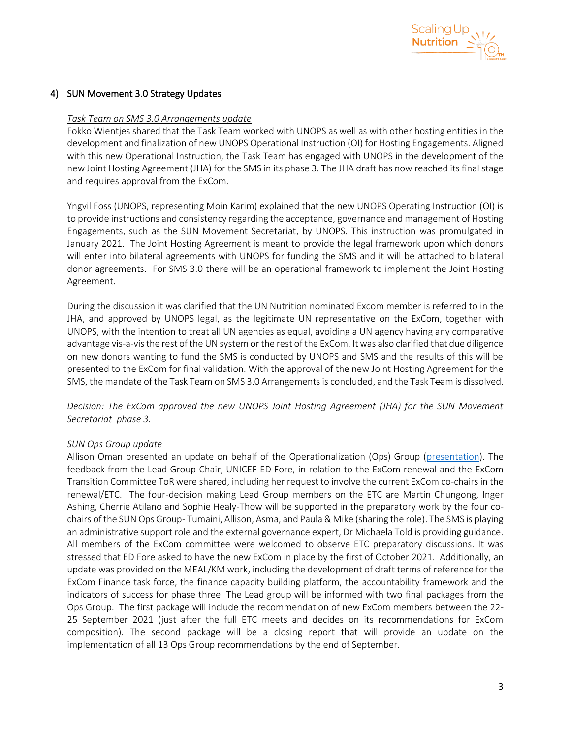## 4) SUN Movement 3.0 Strategy Updates

*Task Team on SMS 3.0 Arrangements update*

Fokko Wientjes shared that the Task Team worked with UNOPS as well as with other hosting entities in the development and finalization of new UNOPS Operational Instruction (OI) for Hosting Engagements. Aligned with this new Operational Instruction, the Task Team has engaged with UNOPS in the development of the new Joint Hosting Agreement (JHA) for the SMS in its phase 3. The JHA draft has now reached its final stage and requires approval from the ExCom.

Yngvil Foss (UNOPS, representing Moin Karim) explained that the new UNOPS Operating Instruction (OI) is to provide instructions and consistency regarding the acceptance, governance and management of Hosting Engagements, such as the SUN Movement Secretariat, by UNOPS. This instruction was promulgated in January 2021. The Joint Hosting Agreement is meant to provide the legal framework upon which donors will enter into bilateral agreements with UNOPS for funding the SMS and it will be attached to bilateral donor agreements. For SMS 3.0 there will be an operational framework to implement the Joint Hosting Agreement.

During the discussion it was clarified that the UN Nutrition nominated Excom member is referred to in the JHA, and approved by UNOPS legal, as the legitimate UN representative on the ExCom, together with UNOPS, with the intention to treat all UN agencies as equal, avoiding a UN agency having any comparative advantage vis-a-vis the rest of the UN system or the rest of the ExCom. It was also clarified that due diligence on new donors wanting to fund the SMS is conducted by UNOPS and SMS and the results of this will be presented to the ExCom for final validation. With the approval of the new Joint Hosting Agreement for the SMS, the mandate of the Task Team on SMS 3.0 Arrangements is concluded, and the Task Team is dissolved.

*Decision: The ExCom approved the new UNOPS Joint Hosting Agreement (JHA) for the SUN Movement Secretariat phase 3.*

*SUN Ops Group update*

Allison Oman presented an update on behalf of the Operationalization (Ops) Group (presentation). The feedback from the Lead Group Chair, UNICEF ED Fore, in relation to the ExCom renewal and the ExCom Transition Committee ToR were shared, including her request to involve the current ExCom co-chairs in the renewal/ETC. The four-decision making Lead Group members on the ETC are Martin Chungong, Inger Ashing, Cherrie Atilano and Sophie Healy-Thow will be supported in the preparatory work by the four co-chairs of the SUN Ops Group- Tumaini, Allison, Asma, and Paula & Mike (sharing the role). The SMS is playing an administrative support role and the external governance expert, Dr Michaela Told is providing guidance. All members of the ExCom committee were welcomed to observe ETC preparatory discussions. It was stressed that ED Fore asked to have the new ExCom in place by the first of October 2021. Additionally, an update was provided on the MEAL/KM work, including the development of draft terms of reference for the ExCom Finance task force, the finance capacity building platform, the accountability framework and the indicators of success for phase three. The Lead group will be informed with two final packages from the Ops Group. The first package will include the recommendation of new ExCom members between the 22-25 September 2021 (just after the full ETC meets and decides on its recommendations for ExCom composition). The second package will be a closing report that will provide an update on the implementation of all 13 Ops Group recommendations by the end of September.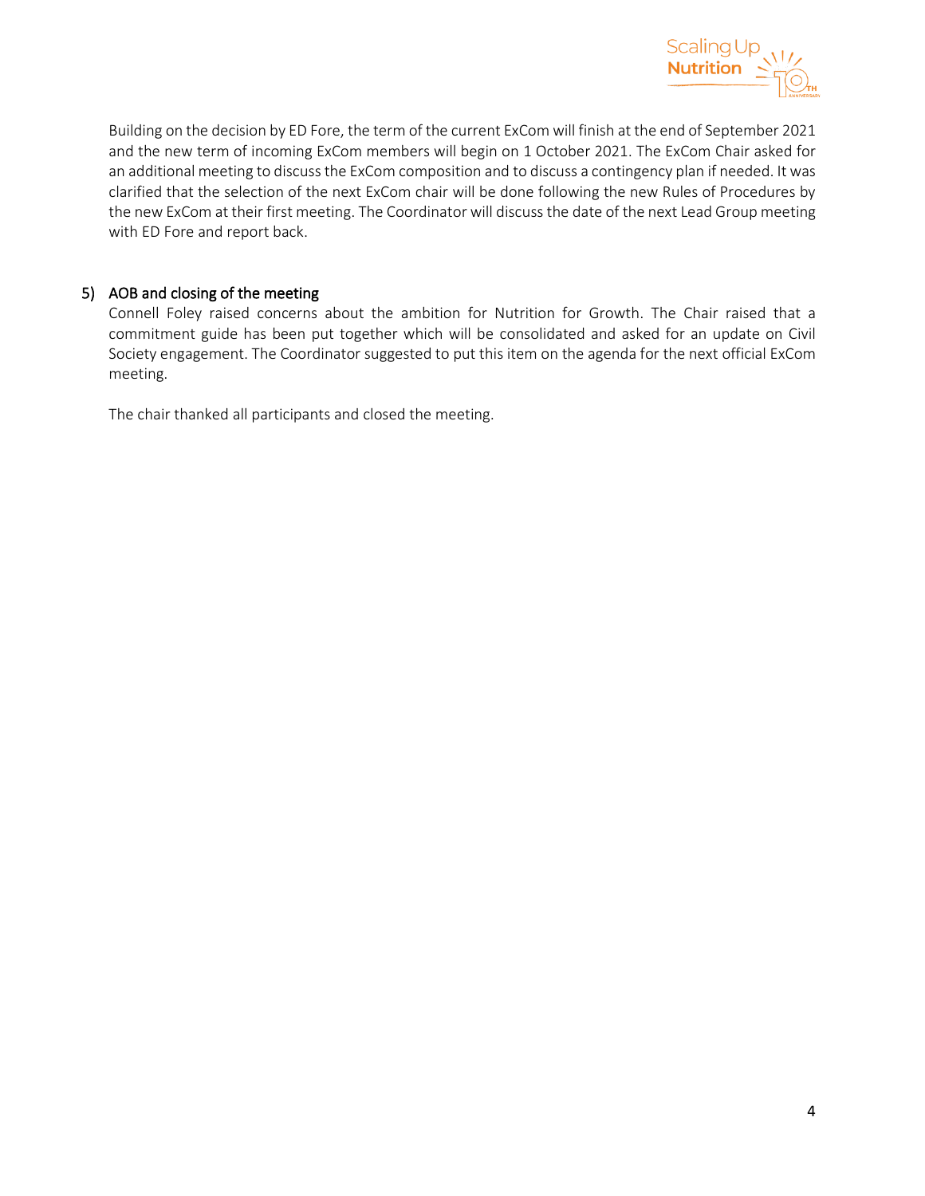Building on the decision by ED Fore, the term of the current ExCom will finish at the end of September 2021 and the new term of incoming ExCom members will begin on 1 October 2021. The ExCom Chair asked for an additional meeting to discuss the ExCom composition and to discuss a contingency plan if needed. It was clarified that the selection of the next ExCom chair will be done following the new Rules of Procedures by the new ExCom at their first meeting. The Coordinator will discuss the date of the next Lead Group meeting with ED Fore and report back.

## 5) AOB and closing of the meeting

Connell Foley raised concerns about the ambition for Nutrition for Growth. The Chair raised that a commitment guide has been put together which will be consolidated and asked for an update on Civil Society engagement. The Coordinator suggested to put this item on the agenda for the next official ExCom meeting.

The chair thanked all participants and closed the meeting.